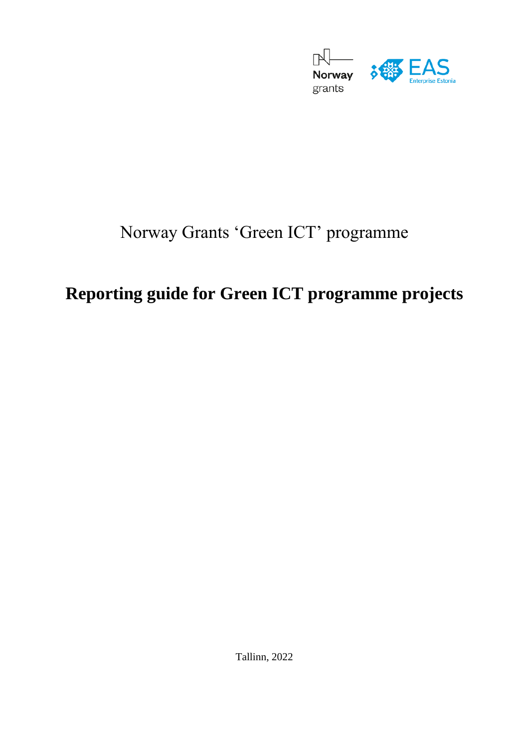Norway Grants 'Green ICT' programme

# Reporting guide for Green ICT programme projects

Tallinn, 2022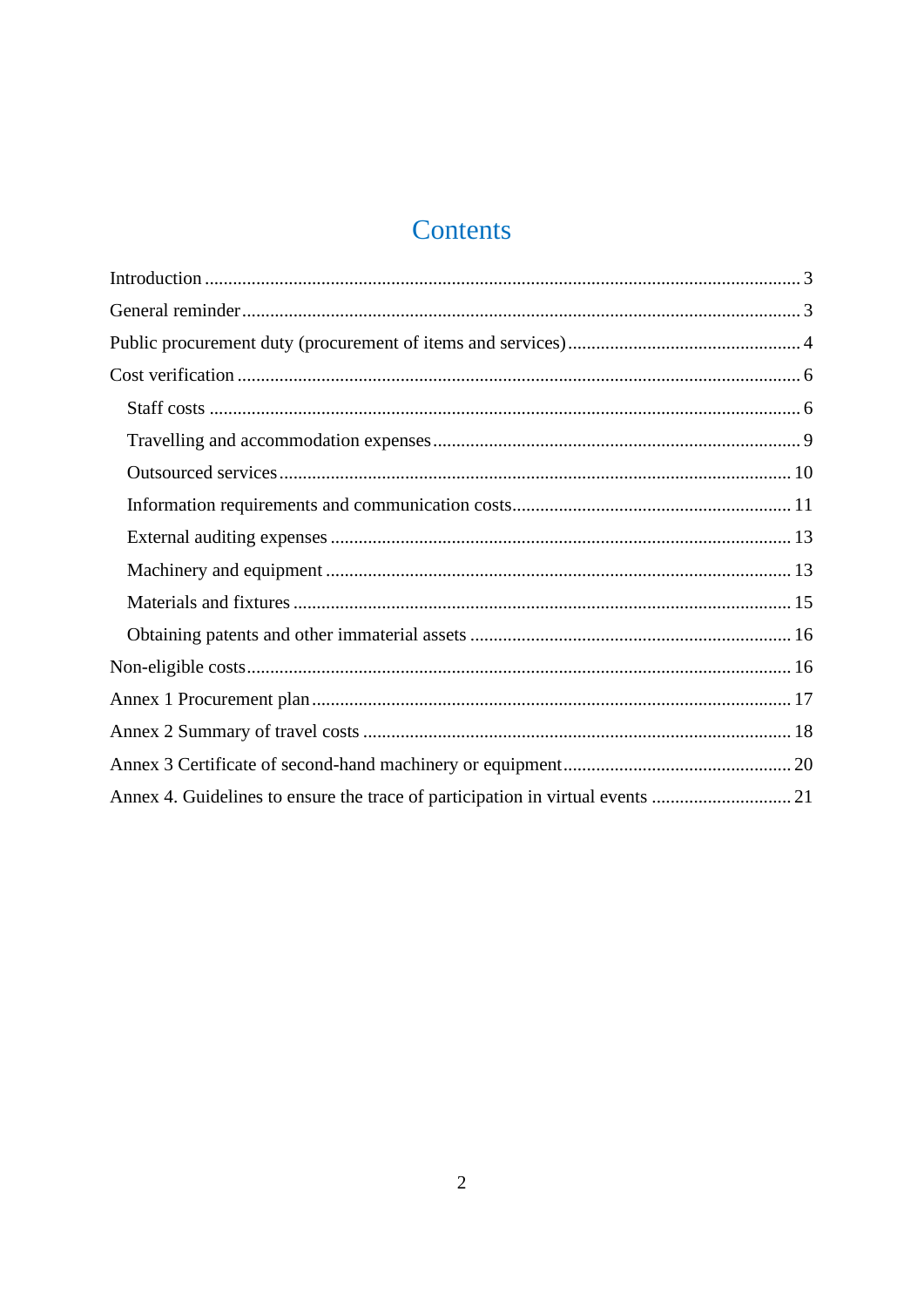# Contents

Introduction ........................................................................................................................ 3

General reminder ................................................................................................................ 3

Public procurement duty (procurement of items and services) ........................................... 4

Cost verification .................................................................................................................. 6

- Staff costs ...................................................................................................................... 6
- Travelling and accommodation expenses ...................................................................... 9
- Outsourced services ..................................................................................................... 10
- Information requirements and communication costs .................................................... 11
- External auditing expenses .......................................................................................... 13
- Machinery and equipment ............................................................................................ 13
- Materials and fixtures ................................................................................................... 15
- Obtaining patents and other immaterial assets ............................................................ 16

Non-eligible costs .............................................................................................................. 16

Annex 1 Procurement plan ................................................................................................ 17

Annex 2 Summary of travel costs ...................................................................................... 18

Annex 3 Certificate of second-hand machinery or equipment ........................................... 20

Annex 4. Guidelines to ensure the trace of participation in virtual events ......................... 21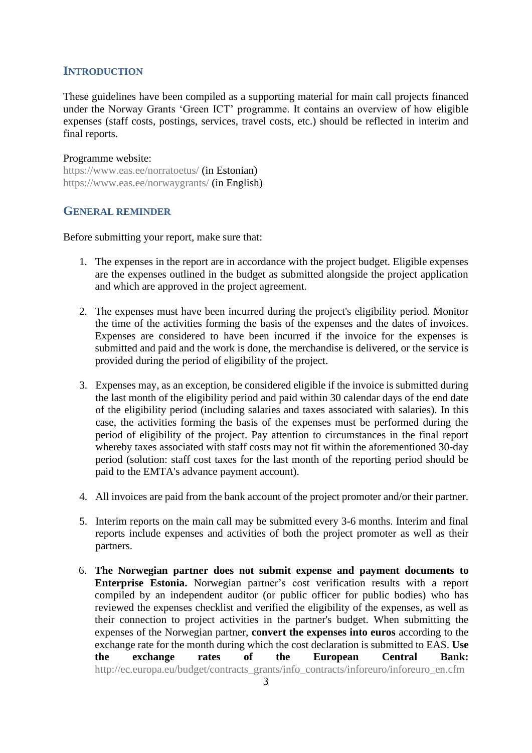## INTRODUCTION

These guidelines have been compiled as a supporting material for main call projects financed under the Norway Grants 'Green ICT' programme. It contains an overview of how eligible expenses (staff costs, postings, services, travel costs, etc.) should be reflected in interim and final reports.

Programme website:
https://www.eas.ee/norratoetus/ (in Estonian)
https://www.eas.ee/norwaygrants/ (in English)

## GENERAL REMINDER

Before submitting your report, make sure that:

1. The expenses in the report are in accordance with the project budget. Eligible expenses are the expenses outlined in the budget as submitted alongside the project application and which are approved in the project agreement.

2. The expenses must have been incurred during the project's eligibility period. Monitor the time of the activities forming the basis of the expenses and the dates of invoices. Expenses are considered to have been incurred if the invoice for the expenses is submitted and paid and the work is done, the merchandise is delivered, or the service is provided during the period of eligibility of the project.

3. Expenses may, as an exception, be considered eligible if the invoice is submitted during the last month of the eligibility period and paid within 30 calendar days of the end date of the eligibility period (including salaries and taxes associated with salaries). In this case, the activities forming the basis of the expenses must be performed during the period of eligibility of the project. Pay attention to circumstances in the final report whereby taxes associated with staff costs may not fit within the aforementioned 30-day period (solution: staff cost taxes for the last month of the reporting period should be paid to the EMTA's advance payment account).

4. All invoices are paid from the bank account of the project promoter and/or their partner.

5. Interim reports on the main call may be submitted every 3-6 months. Interim and final reports include expenses and activities of both the project promoter as well as their partners.

6. **The Norwegian partner does not submit expense and payment documents to Enterprise Estonia.** Norwegian partner's cost verification results with a report compiled by an independent auditor (or public officer for public bodies) who has reviewed the expenses checklist and verified the eligibility of the expenses, as well as their connection to project activities in the partner's budget. When submitting the expenses of the Norwegian partner, **convert the expenses into euros** according to the exchange rate for the month during which the cost declaration is submitted to EAS. **Use the exchange rates of the European Central Bank:** http://ec.europa.eu/budget/contracts_grants/info_contracts/inforeuro/inforeuro_en.cfm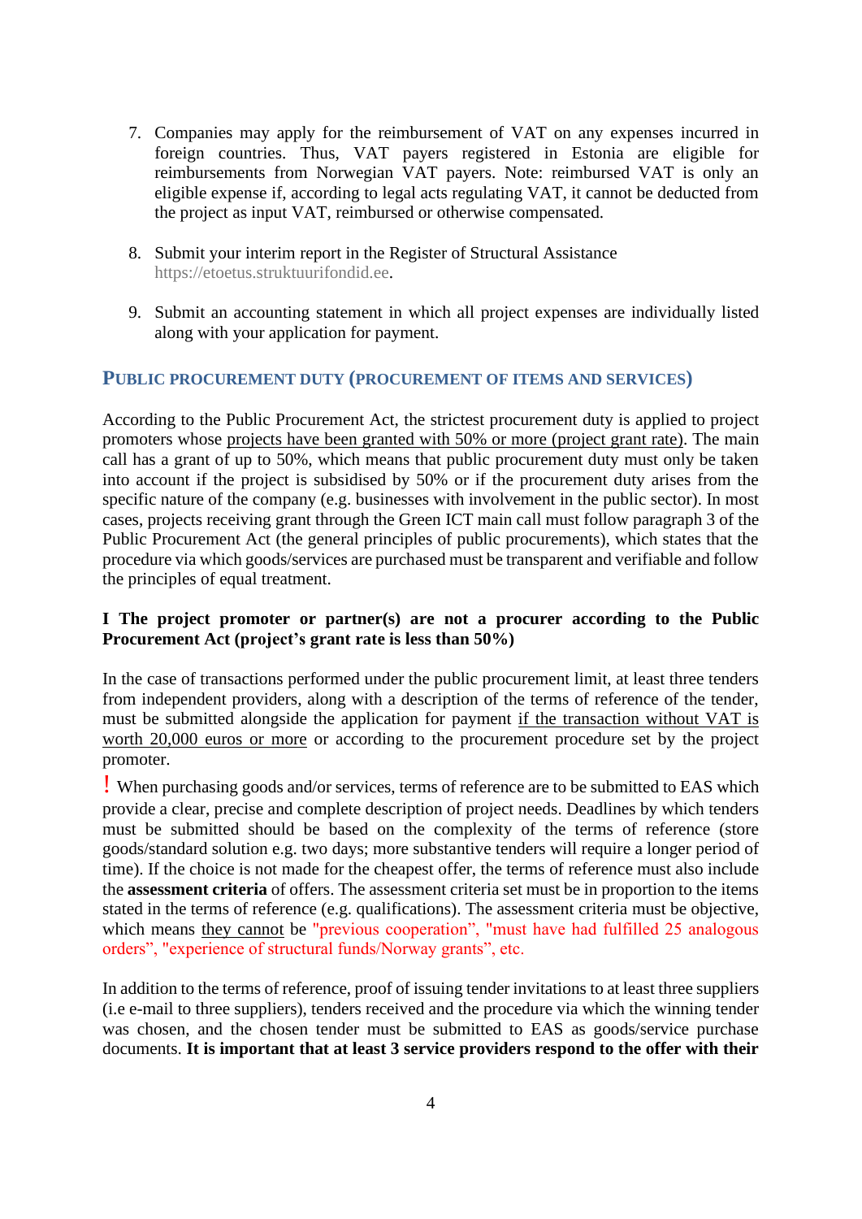7. Companies may apply for the reimbursement of VAT on any expenses incurred in foreign countries. Thus, VAT payers registered in Estonia are eligible for reimbursements from Norwegian VAT payers. Note: reimbursed VAT is only an eligible expense if, according to legal acts regulating VAT, it cannot be deducted from the project as input VAT, reimbursed or otherwise compensated.

8. Submit your interim report in the Register of Structural Assistance https://etoetus.struktuurifondid.ee.

9. Submit an accounting statement in which all project expenses are individually listed along with your application for payment.

## PUBLIC PROCUREMENT DUTY (PROCUREMENT OF ITEMS AND SERVICES)

According to the Public Procurement Act, the strictest procurement duty is applied to project promoters whose projects have been granted with 50% or more (project grant rate). The main call has a grant of up to 50%, which means that public procurement duty must only be taken into account if the project is subsidised by 50% or if the procurement duty arises from the specific nature of the company (e.g. businesses with involvement in the public sector). In most cases, projects receiving grant through the Green ICT main call must follow paragraph 3 of the Public Procurement Act (the general principles of public procurements), which states that the procedure via which goods/services are purchased must be transparent and verifiable and follow the principles of equal treatment.

**I The project promoter or partner(s) are not a procurer according to the Public Procurement Act (project's grant rate is less than 50%)**

In the case of transactions performed under the public procurement limit, at least three tenders from independent providers, along with a description of the terms of reference of the tender, must be submitted alongside the application for payment if the transaction without VAT is worth 20,000 euros or more or according to the procurement procedure set by the project promoter.

! When purchasing goods and/or services, terms of reference are to be submitted to EAS which provide a clear, precise and complete description of project needs. Deadlines by which tenders must be submitted should be based on the complexity of the terms of reference (store goods/standard solution e.g. two days; more substantive tenders will require a longer period of time). If the choice is not made for the cheapest offer, the terms of reference must also include the **assessment criteria** of offers. The assessment criteria set must be in proportion to the items stated in the terms of reference (e.g. qualifications). The assessment criteria must be objective, which means they cannot be "previous cooperation", "must have had fulfilled 25 analogous orders", "experience of structural funds/Norway grants", etc.

In addition to the terms of reference, proof of issuing tender invitations to at least three suppliers (i.e e-mail to three suppliers), tenders received and the procedure via which the winning tender was chosen, and the chosen tender must be submitted to EAS as goods/service purchase documents. **It is important that at least 3 service providers respond to the offer with their**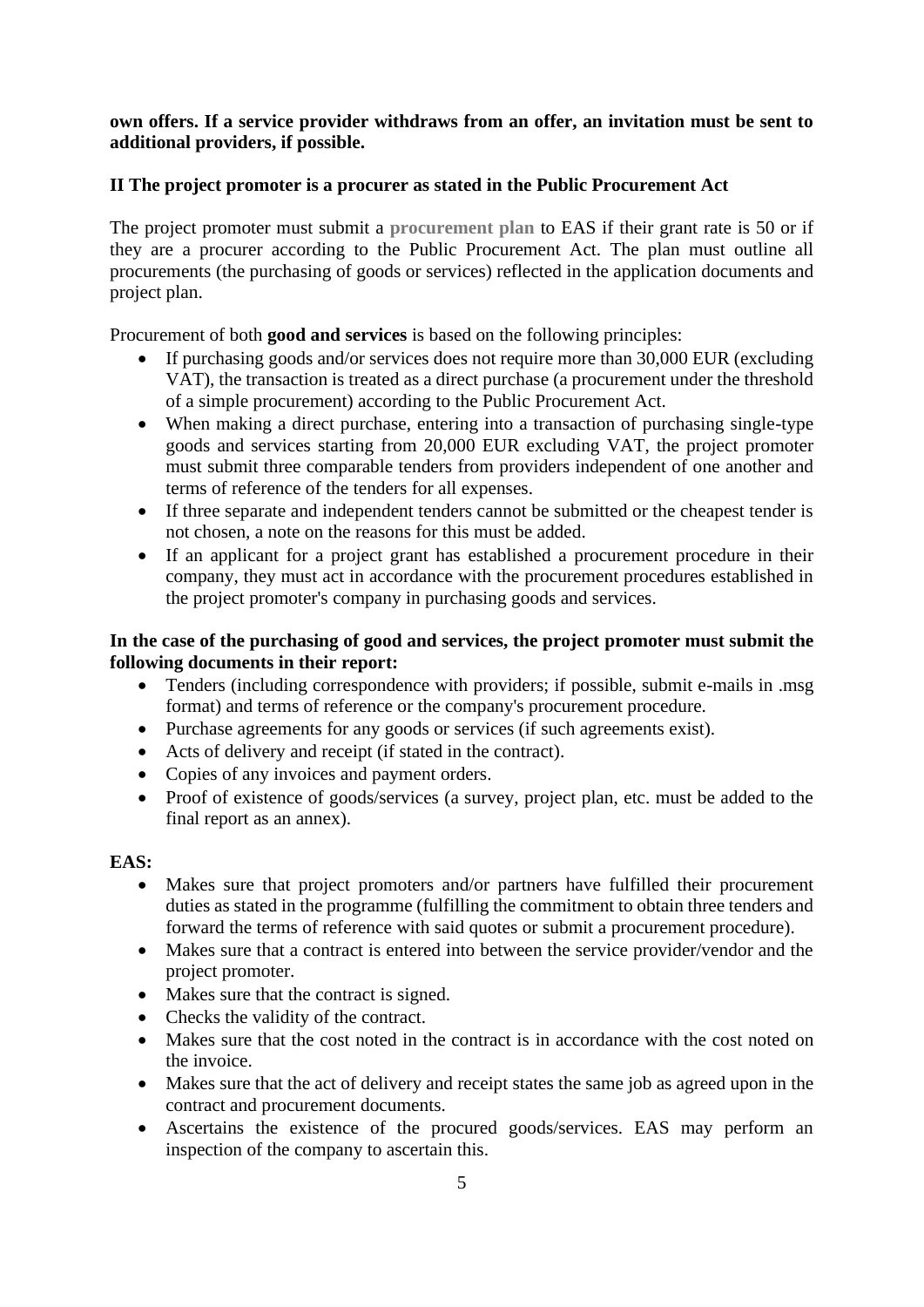**own offers. If a service provider withdraws from an offer, an invitation must be sent to additional providers, if possible.**

**II The project promoter is a procurer as stated in the Public Procurement Act**

The project promoter must submit a **procurement plan** to EAS if their grant rate is 50 or if they are a procurer according to the Public Procurement Act. The plan must outline all procurements (the purchasing of goods or services) reflected in the application documents and project plan.

Procurement of both **good and services** is based on the following principles:

- If purchasing goods and/or services does not require more than 30,000 EUR (excluding VAT), the transaction is treated as a direct purchase (a procurement under the threshold of a simple procurement) according to the Public Procurement Act.
- When making a direct purchase, entering into a transaction of purchasing single-type goods and services starting from 20,000 EUR excluding VAT, the project promoter must submit three comparable tenders from providers independent of one another and terms of reference of the tenders for all expenses.
- If three separate and independent tenders cannot be submitted or the cheapest tender is not chosen, a note on the reasons for this must be added.
- If an applicant for a project grant has established a procurement procedure in their company, they must act in accordance with the procurement procedures established in the project promoter's company in purchasing goods and services.

**In the case of the purchasing of good and services, the project promoter must submit the following documents in their report:**

- Tenders (including correspondence with providers; if possible, submit e-mails in .msg format) and terms of reference or the company's procurement procedure.
- Purchase agreements for any goods or services (if such agreements exist).
- Acts of delivery and receipt (if stated in the contract).
- Copies of any invoices and payment orders.
- Proof of existence of goods/services (a survey, project plan, etc. must be added to the final report as an annex).

**EAS:**

- Makes sure that project promoters and/or partners have fulfilled their procurement duties as stated in the programme (fulfilling the commitment to obtain three tenders and forward the terms of reference with said quotes or submit a procurement procedure).
- Makes sure that a contract is entered into between the service provider/vendor and the project promoter.
- Makes sure that the contract is signed.
- Checks the validity of the contract.
- Makes sure that the cost noted in the contract is in accordance with the cost noted on the invoice.
- Makes sure that the act of delivery and receipt states the same job as agreed upon in the contract and procurement documents.
- Ascertains the existence of the procured goods/services. EAS may perform an inspection of the company to ascertain this.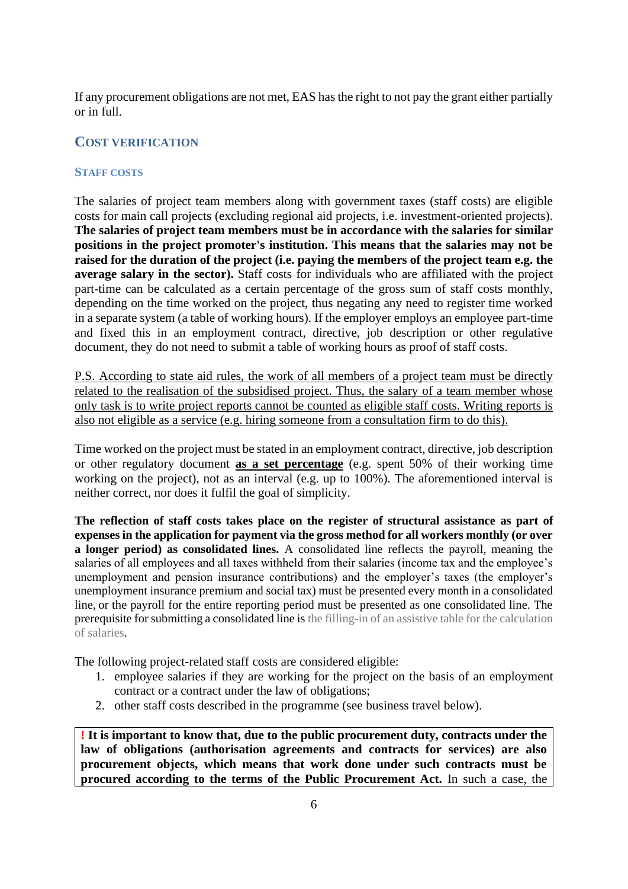If any procurement obligations are not met, EAS has the right to not pay the grant either partially or in full.

## Cost verification

### Staff costs

The salaries of project team members along with government taxes (staff costs) are eligible costs for main call projects (excluding regional aid projects, i.e. investment-oriented projects). **The salaries of project team members must be in accordance with the salaries for similar positions in the project promoter's institution. This means that the salaries may not be raised for the duration of the project (i.e. paying the members of the project team e.g. the average salary in the sector).** Staff costs for individuals who are affiliated with the project part-time can be calculated as a certain percentage of the gross sum of staff costs monthly, depending on the time worked on the project, thus negating any need to register time worked in a separate system (a table of working hours). If the employer employs an employee part-time and fixed this in an employment contract, directive, job description or other regulative document, they do not need to submit a table of working hours as proof of staff costs.

P.S. According to state aid rules, the work of all members of a project team must be directly related to the realisation of the subsidised project. Thus, the salary of a team member whose only task is to write project reports cannot be counted as eligible staff costs. Writing reports is also not eligible as a service (e.g. hiring someone from a consultation firm to do this).

Time worked on the project must be stated in an employment contract, directive, job description or other regulatory document **as a set percentage** (e.g. spent 50% of their working time working on the project), not as an interval (e.g. up to 100%). The aforementioned interval is neither correct, nor does it fulfil the goal of simplicity.

**The reflection of staff costs takes place on the register of structural assistance as part of expenses in the application for payment via the gross method for all workers monthly (or over a longer period) as consolidated lines.** A consolidated line reflects the payroll, meaning the salaries of all employees and all taxes withheld from their salaries (income tax and the employee's unemployment and pension insurance contributions) and the employer's taxes (the employer's unemployment insurance premium and social tax) must be presented every month in a consolidated line, or the payroll for the entire reporting period must be presented as one consolidated line. The prerequisite for submitting a consolidated line is the filling-in of an assistive table for the calculation of salaries.

The following project-related staff costs are considered eligible:

1. employee salaries if they are working for the project on the basis of an employment contract or a contract under the law of obligations;
2. other staff costs described in the programme (see business travel below).

**! It is important to know that, due to the public procurement duty, contracts under the law of obligations (authorisation agreements and contracts for services) are also procurement objects, which means that work done under such contracts must be procured according to the terms of the Public Procurement Act.** In such a case, the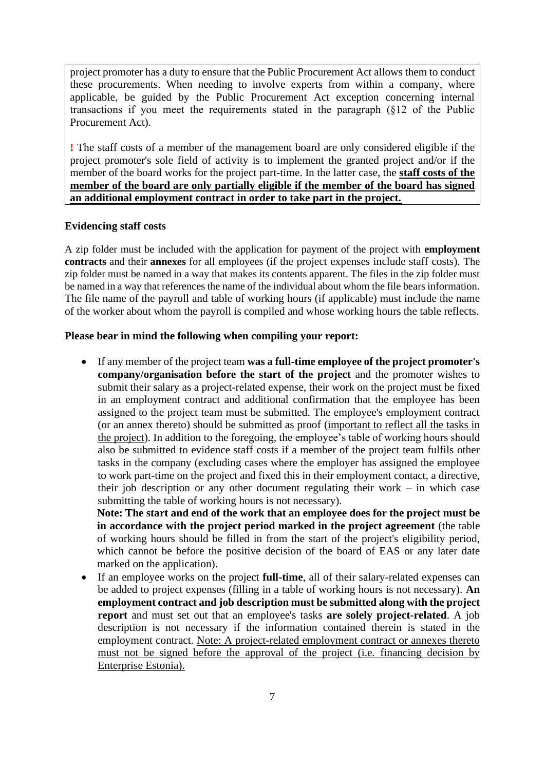project promoter has a duty to ensure that the Public Procurement Act allows them to conduct these procurements. When needing to involve experts from within a company, where applicable, be guided by the Public Procurement Act exception concerning internal transactions if you meet the requirements stated in the paragraph (§12 of the Public Procurement Act).

! The staff costs of a member of the management board are only considered eligible if the project promoter's sole field of activity is to implement the granted project and/or if the member of the board works for the project part-time. In the latter case, the **staff costs of the member of the board are only partially eligible if the member of the board has signed an additional employment contract in order to take part in the project.**

**Evidencing staff costs**

A zip folder must be included with the application for payment of the project with **employment contracts** and their **annexes** for all employees (if the project expenses include staff costs). The zip folder must be named in a way that makes its contents apparent. The files in the zip folder must be named in a way that references the name of the individual about whom the file bears information. The file name of the payroll and table of working hours (if applicable) must include the name of the worker about whom the payroll is compiled and whose working hours the table reflects.

**Please bear in mind the following when compiling your report:**

- If any member of the project team **was a full-time employee of the project promoter's company/organisation before the start of the project** and the promoter wishes to submit their salary as a project-related expense, their work on the project must be fixed in an employment contract and additional confirmation that the employee has been assigned to the project team must be submitted. The employee's employment contract (or an annex thereto) should be submitted as proof (important to reflect all the tasks in the project). In addition to the foregoing, the employee's table of working hours should also be submitted to evidence staff costs if a member of the project team fulfils other tasks in the company (excluding cases where the employer has assigned the employee to work part-time on the project and fixed this in their employment contact, a directive, their job description or any other document regulating their work – in which case submitting the table of working hours is not necessary).
  **Note: The start and end of the work that an employee does for the project must be in accordance with the project period marked in the project agreement** (the table of working hours should be filled in from the start of the project's eligibility period, which cannot be before the positive decision of the board of EAS or any later date marked on the application).
- If an employee works on the project **full-time**, all of their salary-related expenses can be added to project expenses (filling in a table of working hours is not necessary). **An employment contract and job description must be submitted along with the project report** and must set out that an employee's tasks **are solely project-related**. A job description is not necessary if the information contained therein is stated in the employment contract. Note: A project-related employment contract or annexes thereto must not be signed before the approval of the project (i.e. financing decision by Enterprise Estonia).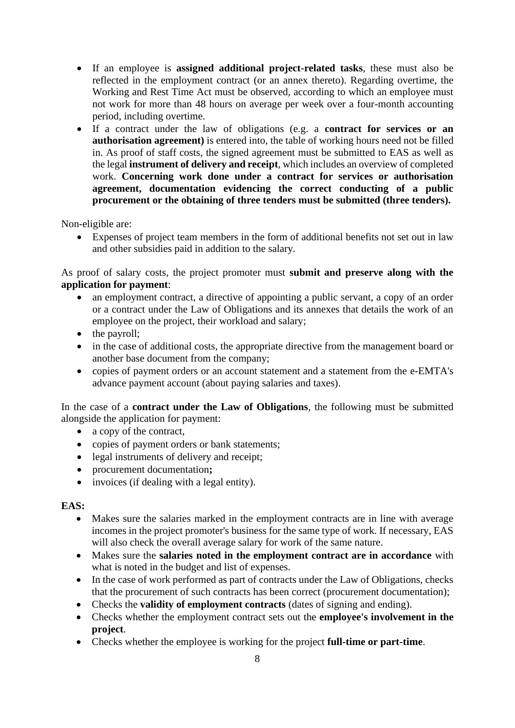- If an employee is **assigned additional project-related tasks**, these must also be reflected in the employment contract (or an annex thereto). Regarding overtime, the Working and Rest Time Act must be observed, according to which an employee must not work for more than 48 hours on average per week over a four-month accounting period, including overtime.
- If a contract under the law of obligations (e.g. a **contract for services or an authorisation agreement)** is entered into, the table of working hours need not be filled in. As proof of staff costs, the signed agreement must be submitted to EAS as well as the legal **instrument of delivery and receipt**, which includes an overview of completed work. **Concerning work done under a contract for services or authorisation agreement, documentation evidencing the correct conducting of a public procurement or the obtaining of three tenders must be submitted (three tenders).**

Non-eligible are:

- Expenses of project team members in the form of additional benefits not set out in law and other subsidies paid in addition to the salary.

As proof of salary costs, the project promoter must **submit and preserve along with the application for payment**:

- an employment contract, a directive of appointing a public servant, a copy of an order or a contract under the Law of Obligations and its annexes that details the work of an employee on the project, their workload and salary;
- the payroll;
- in the case of additional costs, the appropriate directive from the management board or another base document from the company;
- copies of payment orders or an account statement and a statement from the e-EMTA's advance payment account (about paying salaries and taxes).

In the case of a **contract under the Law of Obligations**, the following must be submitted alongside the application for payment:

- a copy of the contract,
- copies of payment orders or bank statements;
- legal instruments of delivery and receipt;
- procurement documentation**;**
- invoices (if dealing with a legal entity).

**EAS:**

- Makes sure the salaries marked in the employment contracts are in line with average incomes in the project promoter's business for the same type of work. If necessary, EAS will also check the overall average salary for work of the same nature.
- Makes sure the **salaries noted in the employment contract are in accordance** with what is noted in the budget and list of expenses.
- In the case of work performed as part of contracts under the Law of Obligations, checks that the procurement of such contracts has been correct (procurement documentation);
- Checks the **validity of employment contracts** (dates of signing and ending).
- Checks whether the employment contract sets out the **employee's involvement in the project**.
- Checks whether the employee is working for the project **full-time or part-time**.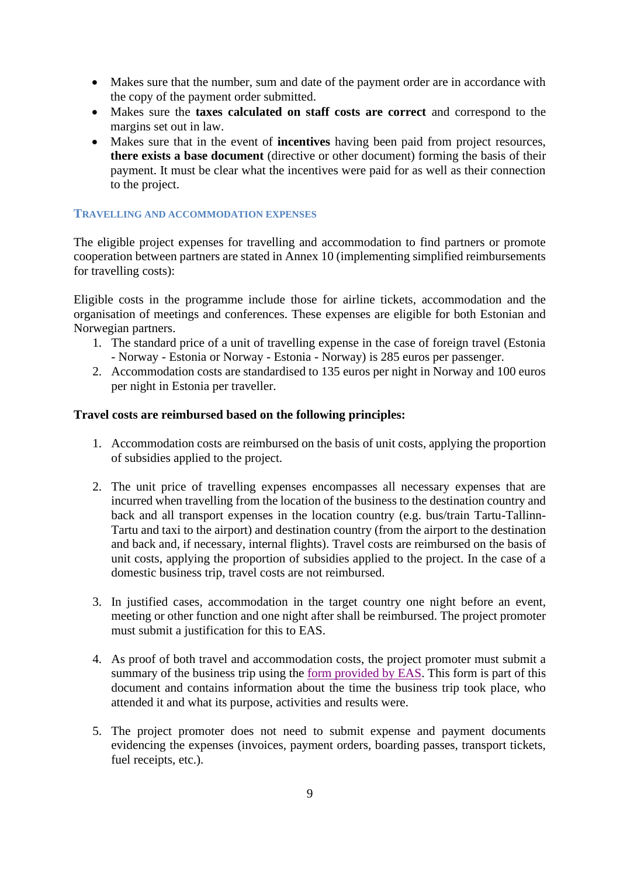- Makes sure that the number, sum and date of the payment order are in accordance with the copy of the payment order submitted.
- Makes sure the **taxes calculated on staff costs are correct** and correspond to the margins set out in law.
- Makes sure that in the event of **incentives** having been paid from project resources, **there exists a base document** (directive or other document) forming the basis of their payment. It must be clear what the incentives were paid for as well as their connection to the project.

### Travelling and accommodation expenses

The eligible project expenses for travelling and accommodation to find partners or promote cooperation between partners are stated in Annex 10 (implementing simplified reimbursements for travelling costs):

Eligible costs in the programme include those for airline tickets, accommodation and the organisation of meetings and conferences. These expenses are eligible for both Estonian and Norwegian partners.

1. The standard price of a unit of travelling expense in the case of foreign travel (Estonia - Norway - Estonia or Norway - Estonia - Norway) is 285 euros per passenger.
2. Accommodation costs are standardised to 135 euros per night in Norway and 100 euros per night in Estonia per traveller.

**Travel costs are reimbursed based on the following principles:**

1. Accommodation costs are reimbursed on the basis of unit costs, applying the proportion of subsidies applied to the project.

2. The unit price of travelling expenses encompasses all necessary expenses that are incurred when travelling from the location of the business to the destination country and back and all transport expenses in the location country (e.g. bus/train Tartu-Tallinn-Tartu and taxi to the airport) and destination country (from the airport to the destination and back and, if necessary, internal flights). Travel costs are reimbursed on the basis of unit costs, applying the proportion of subsidies applied to the project. In the case of a domestic business trip, travel costs are not reimbursed.

3. In justified cases, accommodation in the target country one night before an event, meeting or other function and one night after shall be reimbursed. The project promoter must submit a justification for this to EAS.

4. As proof of both travel and accommodation costs, the project promoter must submit a summary of the business trip using the form provided by EAS. This form is part of this document and contains information about the time the business trip took place, who attended it and what its purpose, activities and results were.

5. The project promoter does not need to submit expense and payment documents evidencing the expenses (invoices, payment orders, boarding passes, transport tickets, fuel receipts, etc.).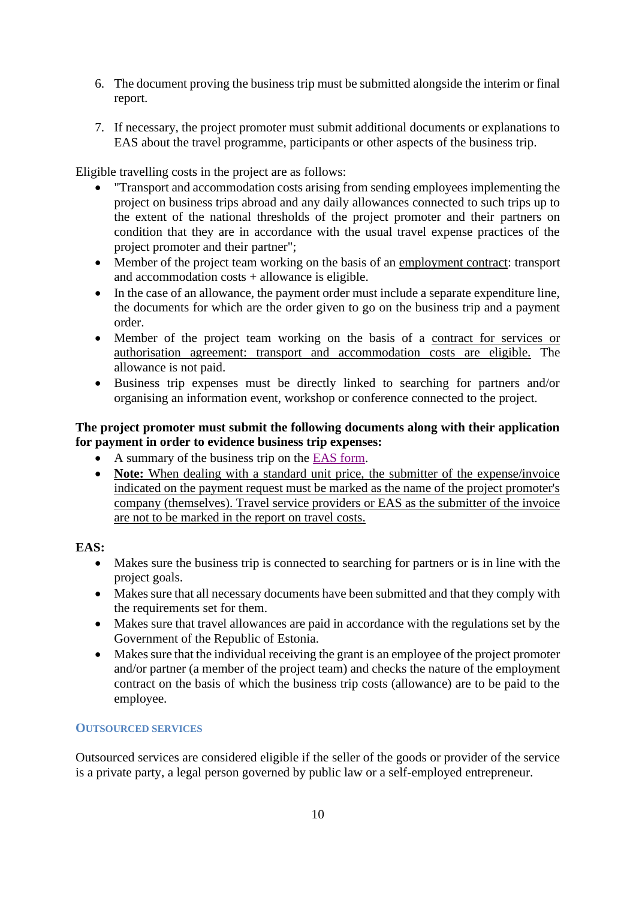6. The document proving the business trip must be submitted alongside the interim or final report.

7. If necessary, the project promoter must submit additional documents or explanations to EAS about the travel programme, participants or other aspects of the business trip.

Eligible travelling costs in the project are as follows:

- "Transport and accommodation costs arising from sending employees implementing the project on business trips abroad and any daily allowances connected to such trips up to the extent of the national thresholds of the project promoter and their partners on condition that they are in accordance with the usual travel expense practices of the project promoter and their partner";
- Member of the project team working on the basis of an employment contract: transport and accommodation costs + allowance is eligible.
- In the case of an allowance, the payment order must include a separate expenditure line, the documents for which are the order given to go on the business trip and a payment order.
- Member of the project team working on the basis of a contract for services or authorisation agreement: transport and accommodation costs are eligible. The allowance is not paid.
- Business trip expenses must be directly linked to searching for partners and/or organising an information event, workshop or conference connected to the project.

**The project promoter must submit the following documents along with their application for payment in order to evidence business trip expenses:**

- A summary of the business trip on the EAS form.
- **Note:** When dealing with a standard unit price, the submitter of the expense/invoice indicated on the payment request must be marked as the name of the project promoter's company (themselves). Travel service providers or EAS as the submitter of the invoice are not to be marked in the report on travel costs.

**EAS:**

- Makes sure the business trip is connected to searching for partners or is in line with the project goals.
- Makes sure that all necessary documents have been submitted and that they comply with the requirements set for them.
- Makes sure that travel allowances are paid in accordance with the regulations set by the Government of the Republic of Estonia.
- Makes sure that the individual receiving the grant is an employee of the project promoter and/or partner (a member of the project team) and checks the nature of the employment contract on the basis of which the business trip costs (allowance) are to be paid to the employee.

### OUTSOURCED SERVICES

Outsourced services are considered eligible if the seller of the goods or provider of the service is a private party, a legal person governed by public law or a self-employed entrepreneur.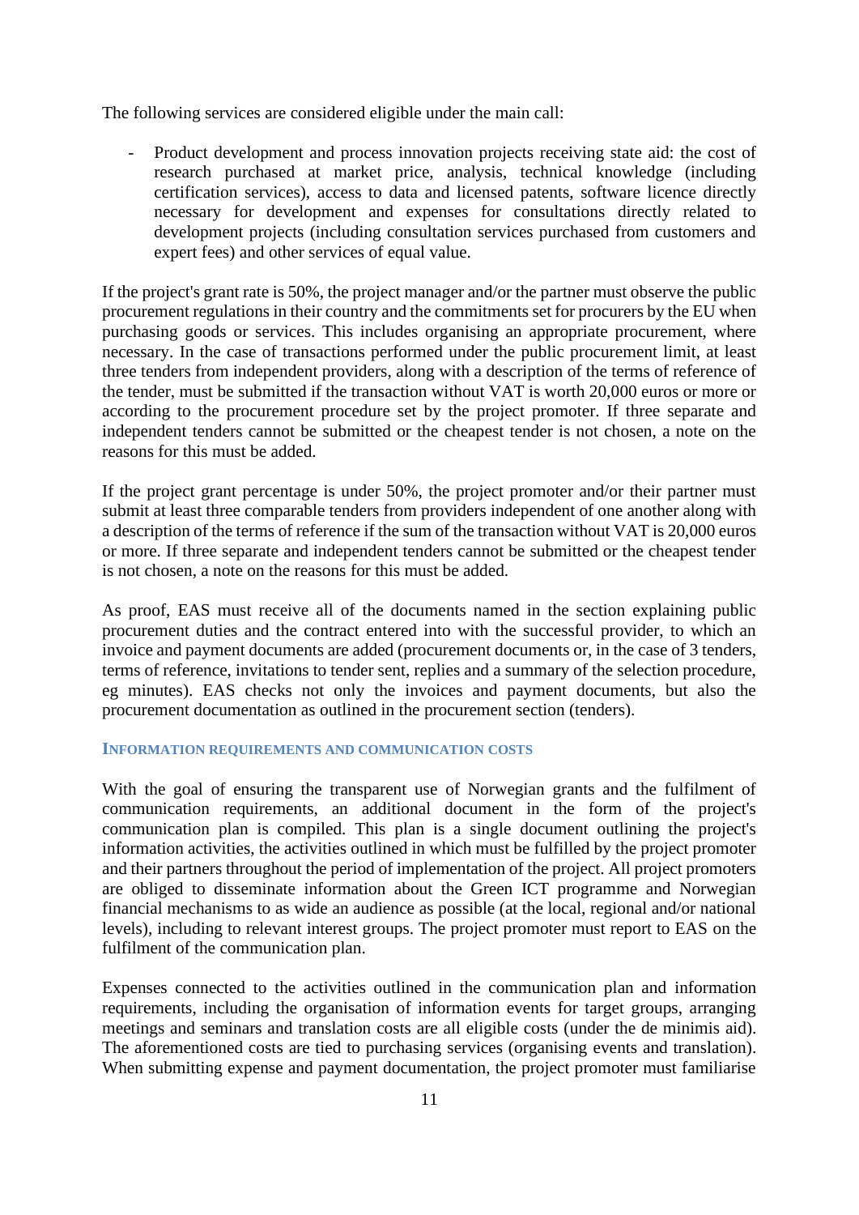The following services are considered eligible under the main call:

- Product development and process innovation projects receiving state aid: the cost of research purchased at market price, analysis, technical knowledge (including certification services), access to data and licensed patents, software licence directly necessary for development and expenses for consultations directly related to development projects (including consultation services purchased from customers and expert fees) and other services of equal value.

If the project's grant rate is 50%, the project manager and/or the partner must observe the public procurement regulations in their country and the commitments set for procurers by the EU when purchasing goods or services. This includes organising an appropriate procurement, where necessary. In the case of transactions performed under the public procurement limit, at least three tenders from independent providers, along with a description of the terms of reference of the tender, must be submitted if the transaction without VAT is worth 20,000 euros or more or according to the procurement procedure set by the project promoter. If three separate and independent tenders cannot be submitted or the cheapest tender is not chosen, a note on the reasons for this must be added.

If the project grant percentage is under 50%, the project promoter and/or their partner must submit at least three comparable tenders from providers independent of one another along with a description of the terms of reference if the sum of the transaction without VAT is 20,000 euros or more. If three separate and independent tenders cannot be submitted or the cheapest tender is not chosen, a note on the reasons for this must be added.

As proof, EAS must receive all of the documents named in the section explaining public procurement duties and the contract entered into with the successful provider, to which an invoice and payment documents are added (procurement documents or, in the case of 3 tenders, terms of reference, invitations to tender sent, replies and a summary of the selection procedure, eg minutes). EAS checks not only the invoices and payment documents, but also the procurement documentation as outlined in the procurement section (tenders).

### Information requirements and communication costs

With the goal of ensuring the transparent use of Norwegian grants and the fulfilment of communication requirements, an additional document in the form of the project's communication plan is compiled. This plan is a single document outlining the project's information activities, the activities outlined in which must be fulfilled by the project promoter and their partners throughout the period of implementation of the project. All project promoters are obliged to disseminate information about the Green ICT programme and Norwegian financial mechanisms to as wide an audience as possible (at the local, regional and/or national levels), including to relevant interest groups. The project promoter must report to EAS on the fulfilment of the communication plan.

Expenses connected to the activities outlined in the communication plan and information requirements, including the organisation of information events for target groups, arranging meetings and seminars and translation costs are all eligible costs (under the de minimis aid). The aforementioned costs are tied to purchasing services (organising events and translation). When submitting expense and payment documentation, the project promoter must familiarise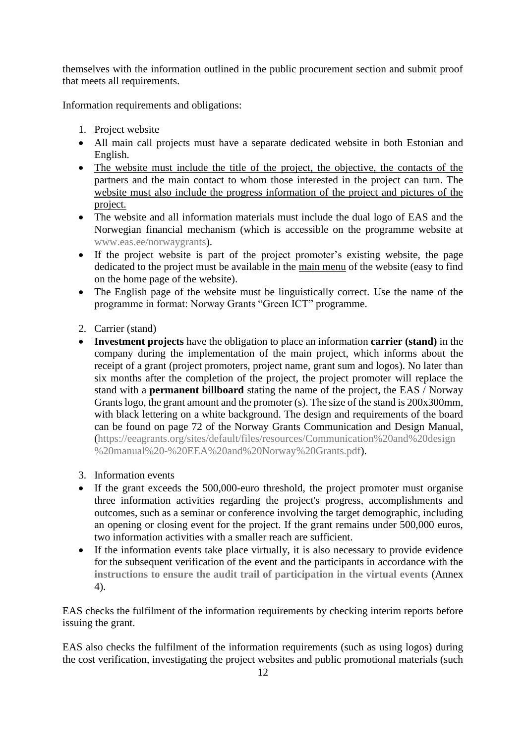themselves with the information outlined in the public procurement section and submit proof that meets all requirements.

Information requirements and obligations:

1. Project website

- All main call projects must have a separate dedicated website in both Estonian and English.
- The website must include the title of the project, the objective, the contacts of the partners and the main contact to whom those interested in the project can turn. The website must also include the progress information of the project and pictures of the project.
- The website and all information materials must include the dual logo of EAS and the Norwegian financial mechanism (which is accessible on the programme website at www.eas.ee/norwaygrants).
- If the project website is part of the project promoter's existing website, the page dedicated to the project must be available in the main menu of the website (easy to find on the home page of the website).
- The English page of the website must be linguistically correct. Use the name of the programme in format: Norway Grants "Green ICT" programme.

2. Carrier (stand)

- **Investment projects** have the obligation to place an information **carrier (stand)** in the company during the implementation of the main project, which informs about the receipt of a grant (project promoters, project name, grant sum and logos). No later than six months after the completion of the project, the project promoter will replace the stand with a **permanent billboard** stating the name of the project, the EAS / Norway Grants logo, the grant amount and the promoter (s). The size of the stand is 200x300mm, with black lettering on a white background. The design and requirements of the board can be found on page 72 of the Norway Grants Communication and Design Manual, (https://eeagrants.org/sites/default/files/resources/Communication%20and%20design%20manual%20-%20EEA%20and%20Norway%20Grants.pdf).

3. Information events

- If the grant exceeds the 500,000-euro threshold, the project promoter must organise three information activities regarding the project's progress, accomplishments and outcomes, such as a seminar or conference involving the target demographic, including an opening or closing event for the project. If the grant remains under 500,000 euros, two information activities with a smaller reach are sufficient.
- If the information events take place virtually, it is also necessary to provide evidence for the subsequent verification of the event and the participants in accordance with the **instructions to ensure the audit trail of participation in the virtual events** (Annex 4).

EAS checks the fulfilment of the information requirements by checking interim reports before issuing the grant.

EAS also checks the fulfilment of the information requirements (such as using logos) during the cost verification, investigating the project websites and public promotional materials (such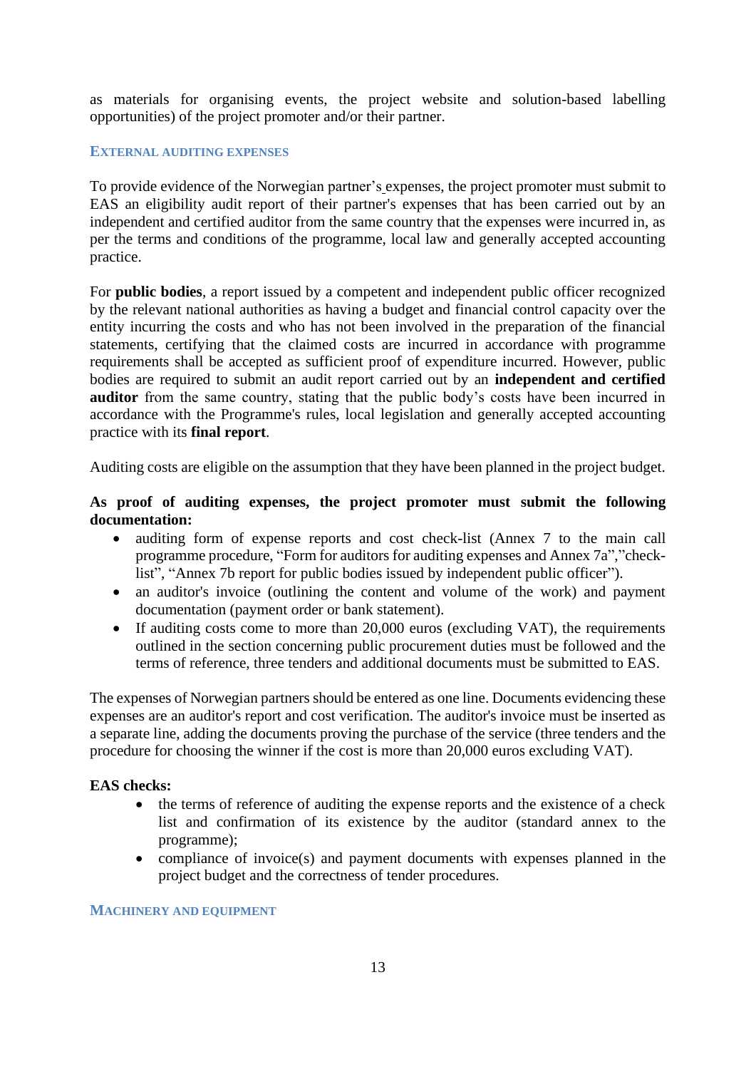as materials for organising events, the project website and solution-based labelling opportunities) of the project promoter and/or their partner.

### External auditing expenses

To provide evidence of the Norwegian partner's expenses, the project promoter must submit to EAS an eligibility audit report of their partner's expenses that has been carried out by an independent and certified auditor from the same country that the expenses were incurred in, as per the terms and conditions of the programme, local law and generally accepted accounting practice.

For **public bodies**, a report issued by a competent and independent public officer recognized by the relevant national authorities as having a budget and financial control capacity over the entity incurring the costs and who has not been involved in the preparation of the financial statements, certifying that the claimed costs are incurred in accordance with programme requirements shall be accepted as sufficient proof of expenditure incurred. However, public bodies are required to submit an audit report carried out by an **independent and certified auditor** from the same country, stating that the public body's costs have been incurred in accordance with the Programme's rules, local legislation and generally accepted accounting practice with its **final report**.

Auditing costs are eligible on the assumption that they have been planned in the project budget.

**As proof of auditing expenses, the project promoter must submit the following documentation:**

- auditing form of expense reports and cost check-list (Annex 7 to the main call programme procedure, "Form for auditors for auditing expenses and Annex 7a","check-list", "Annex 7b report for public bodies issued by independent public officer").
- an auditor's invoice (outlining the content and volume of the work) and payment documentation (payment order or bank statement).
- If auditing costs come to more than 20,000 euros (excluding VAT), the requirements outlined in the section concerning public procurement duties must be followed and the terms of reference, three tenders and additional documents must be submitted to EAS.

The expenses of Norwegian partners should be entered as one line. Documents evidencing these expenses are an auditor's report and cost verification. The auditor's invoice must be inserted as a separate line, adding the documents proving the purchase of the service (three tenders and the procedure for choosing the winner if the cost is more than 20,000 euros excluding VAT).

**EAS checks:**

- the terms of reference of auditing the expense reports and the existence of a check list and confirmation of its existence by the auditor (standard annex to the programme);
- compliance of invoice(s) and payment documents with expenses planned in the project budget and the correctness of tender procedures.

### Machinery and equipment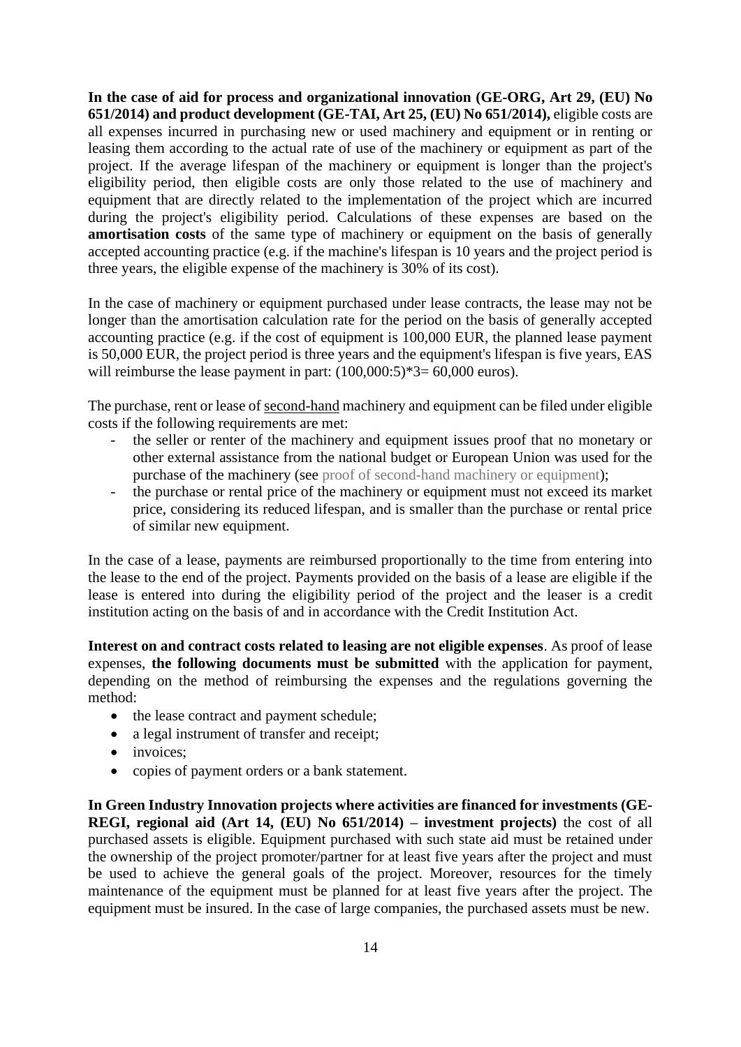**In the case of aid for process and organizational innovation (GE-ORG, Art 29, (EU) No 651/2014) and product development (GE-TAI, Art 25, (EU) No 651/2014),** eligible costs are all expenses incurred in purchasing new or used machinery and equipment or in renting or leasing them according to the actual rate of use of the machinery or equipment as part of the project. If the average lifespan of the machinery or equipment is longer than the project's eligibility period, then eligible costs are only those related to the use of machinery and equipment that are directly related to the implementation of the project which are incurred during the project's eligibility period. Calculations of these expenses are based on the **amortisation costs** of the same type of machinery or equipment on the basis of generally accepted accounting practice (e.g. if the machine's lifespan is 10 years and the project period is three years, the eligible expense of the machinery is 30% of its cost).

In the case of machinery or equipment purchased under lease contracts, the lease may not be longer than the amortisation calculation rate for the period on the basis of generally accepted accounting practice (e.g. if the cost of equipment is 100,000 EUR, the planned lease payment is 50,000 EUR, the project period is three years and the equipment's lifespan is five years, EAS will reimburse the lease payment in part: (100,000:5)*3= 60,000 euros).

The purchase, rent or lease of second-hand machinery and equipment can be filed under eligible costs if the following requirements are met:

- the seller or renter of the machinery and equipment issues proof that no monetary or other external assistance from the national budget or European Union was used for the purchase of the machinery (see proof of second-hand machinery or equipment);
- the purchase or rental price of the machinery or equipment must not exceed its market price, considering its reduced lifespan, and is smaller than the purchase or rental price of similar new equipment.

In the case of a lease, payments are reimbursed proportionally to the time from entering into the lease to the end of the project. Payments provided on the basis of a lease are eligible if the lease is entered into during the eligibility period of the project and the leaser is a credit institution acting on the basis of and in accordance with the Credit Institution Act.

**Interest on and contract costs related to leasing are not eligible expenses**. As proof of lease expenses, **the following documents must be submitted** with the application for payment, depending on the method of reimbursing the expenses and the regulations governing the method:

- the lease contract and payment schedule;
- a legal instrument of transfer and receipt;
- invoices;
- copies of payment orders or a bank statement.

**In Green Industry Innovation projects where activities are financed for investments (GE-REGI, regional aid (Art 14, (EU) No 651/2014) – investment projects)** the cost of all purchased assets is eligible. Equipment purchased with such state aid must be retained under the ownership of the project promoter/partner for at least five years after the project and must be used to achieve the general goals of the project. Moreover, resources for the timely maintenance of the equipment must be planned for at least five years after the project. The equipment must be insured. In the case of large companies, the purchased assets must be new.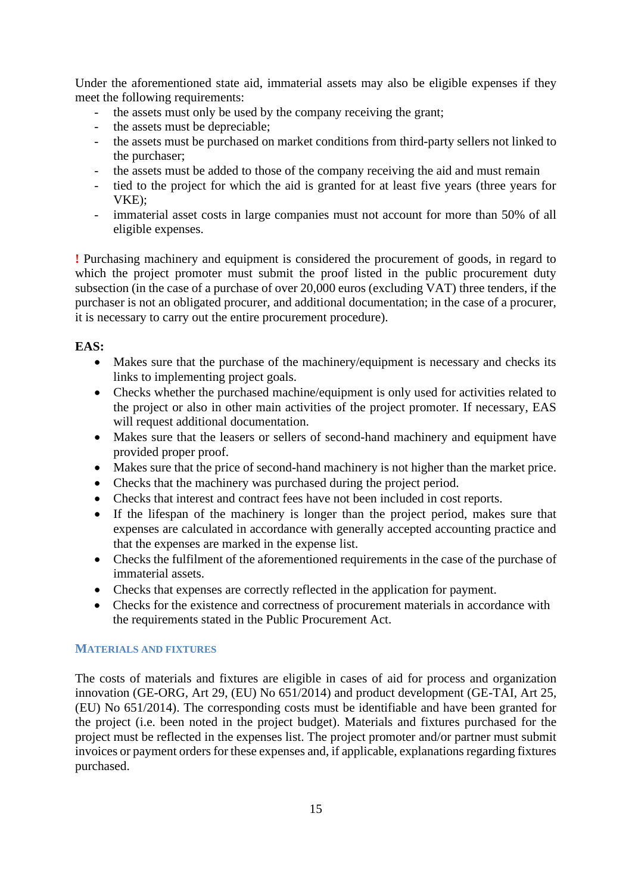Under the aforementioned state aid, immaterial assets may also be eligible expenses if they meet the following requirements:

- the assets must only be used by the company receiving the grant;
- the assets must be depreciable;
- the assets must be purchased on market conditions from third-party sellers not linked to the purchaser;
- the assets must be added to those of the company receiving the aid and must remain
- tied to the project for which the aid is granted for at least five years (three years for VKE);
- immaterial asset costs in large companies must not account for more than 50% of all eligible expenses.

**!** Purchasing machinery and equipment is considered the procurement of goods, in regard to which the project promoter must submit the proof listed in the public procurement duty subsection (in the case of a purchase of over 20,000 euros (excluding VAT) three tenders, if the purchaser is not an obligated procurer, and additional documentation; in the case of a procurer, it is necessary to carry out the entire procurement procedure).

**EAS:**

- Makes sure that the purchase of the machinery/equipment is necessary and checks its links to implementing project goals.
- Checks whether the purchased machine/equipment is only used for activities related to the project or also in other main activities of the project promoter. If necessary, EAS will request additional documentation.
- Makes sure that the leasers or sellers of second-hand machinery and equipment have provided proper proof.
- Makes sure that the price of second-hand machinery is not higher than the market price.
- Checks that the machinery was purchased during the project period.
- Checks that interest and contract fees have not been included in cost reports.
- If the lifespan of the machinery is longer than the project period, makes sure that expenses are calculated in accordance with generally accepted accounting practice and that the expenses are marked in the expense list.
- Checks the fulfilment of the aforementioned requirements in the case of the purchase of immaterial assets.
- Checks that expenses are correctly reflected in the application for payment.
- Checks for the existence and correctness of procurement materials in accordance with the requirements stated in the Public Procurement Act.

### Materials and Fixtures

The costs of materials and fixtures are eligible in cases of aid for process and organization innovation (GE-ORG, Art 29, (EU) No 651/2014) and product development (GE-TAI, Art 25, (EU) No 651/2014). The corresponding costs must be identifiable and have been granted for the project (i.e. been noted in the project budget). Materials and fixtures purchased for the project must be reflected in the expenses list. The project promoter and/or partner must submit invoices or payment orders for these expenses and, if applicable, explanations regarding fixtures purchased.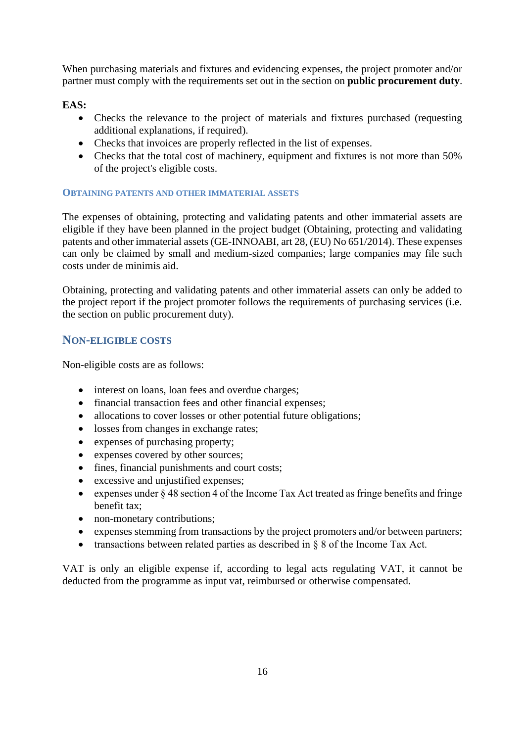When purchasing materials and fixtures and evidencing expenses, the project promoter and/or partner must comply with the requirements set out in the section on **public procurement duty**.

**EAS:**

- Checks the relevance to the project of materials and fixtures purchased (requesting additional explanations, if required).
- Checks that invoices are properly reflected in the list of expenses.
- Checks that the total cost of machinery, equipment and fixtures is not more than 50% of the project's eligible costs.

#### Obtaining patents and other immaterial assets

The expenses of obtaining, protecting and validating patents and other immaterial assets are eligible if they have been planned in the project budget (Obtaining, protecting and validating patents and other immaterial assets (GE-INNOABI, art 28, (EU) No 651/2014). These expenses can only be claimed by small and medium-sized companies; large companies may file such costs under de minimis aid.

Obtaining, protecting and validating patents and other immaterial assets can only be added to the project report if the project promoter follows the requirements of purchasing services (i.e. the section on public procurement duty).

### Non-eligible costs

Non-eligible costs are as follows:

- interest on loans, loan fees and overdue charges;
- financial transaction fees and other financial expenses;
- allocations to cover losses or other potential future obligations;
- losses from changes in exchange rates;
- expenses of purchasing property;
- expenses covered by other sources;
- fines, financial punishments and court costs;
- excessive and unjustified expenses;
- expenses under § 48 section 4 of the Income Tax Act treated as fringe benefits and fringe benefit tax;
- non-monetary contributions;
- expenses stemming from transactions by the project promoters and/or between partners;
- transactions between related parties as described in § 8 of the Income Tax Act.

VAT is only an eligible expense if, according to legal acts regulating VAT, it cannot be deducted from the programme as input vat, reimbursed or otherwise compensated.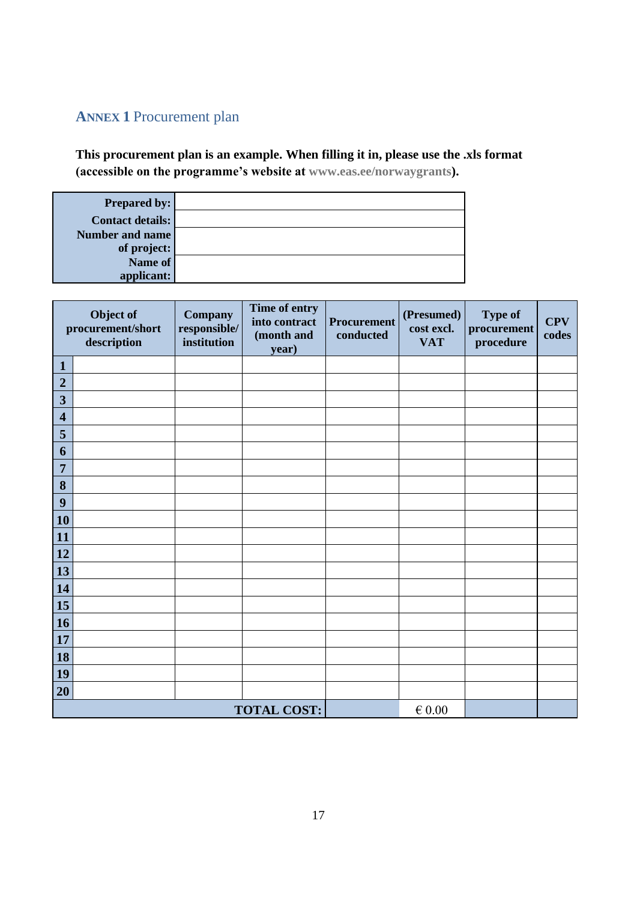## ANNEX 1 Procurement plan

**This procurement plan is an example. When filling it in, please use the .xls format (accessible on the programme's website at www.eas.ee/norwaygrants).**

| | |
|---|---|
| **Prepared by:** | |
| **Contact details:** | |
| **Number and name of project:** | |
| **Name of applicant:** | |

| | Object of procurement/short description | Company responsible/ institution | Time of entry into contract (month and year) | Procurement conducted | (Presumed) cost excl. VAT | Type of procurement procedure | CPV codes |
|---|---|---|---|---|---|---|---|
| **1** | | | | | | | |
| **2** | | | | | | | |
| **3** | | | | | | | |
| **4** | | | | | | | |
| **5** | | | | | | | |
| **6** | | | | | | | |
| **7** | | | | | | | |
| **8** | | | | | | | |
| **9** | | | | | | | |
| **10** | | | | | | | |
| **11** | | | | | | | |
| **12** | | | | | | | |
| **13** | | | | | | | |
| **14** | | | | | | | |
| **15** | | | | | | | |
| **16** | | | | | | | |
| **17** | | | | | | | |
| **18** | | | | | | | |
| **19** | | | | | | | |
| **20** | | | | | | | |
| | | | **TOTAL COST:** | | € 0.00 | | |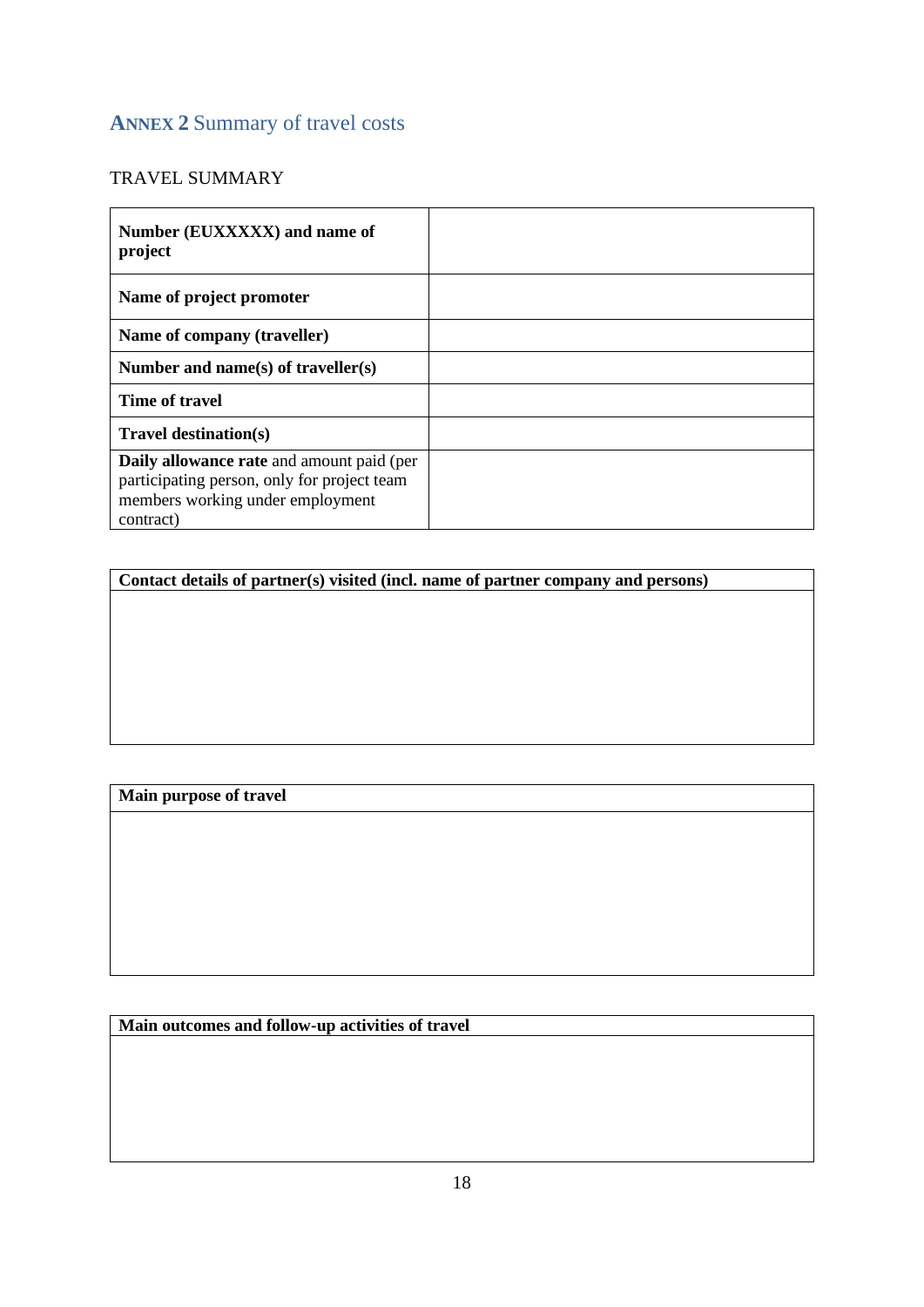## **ANNEX 2** Summary of travel costs

TRAVEL SUMMARY

| **Number (EUXXXXX) and name of project** | |
|---|---|
| **Name of project promoter** | |
| **Name of company (traveller)** | |
| **Number and name(s) of traveller(s)** | |
| **Time of travel** | |
| **Travel destination(s)** | |
| **Daily allowance rate** and amount paid (per participating person, only for project team members working under employment contract) | |

| **Contact details of partner(s) visited (incl. name of partner company and persons)** |
|---|
| |

| **Main purpose of travel** |
|---|
| |

| **Main outcomes and follow-up activities of travel** |
|---|
| |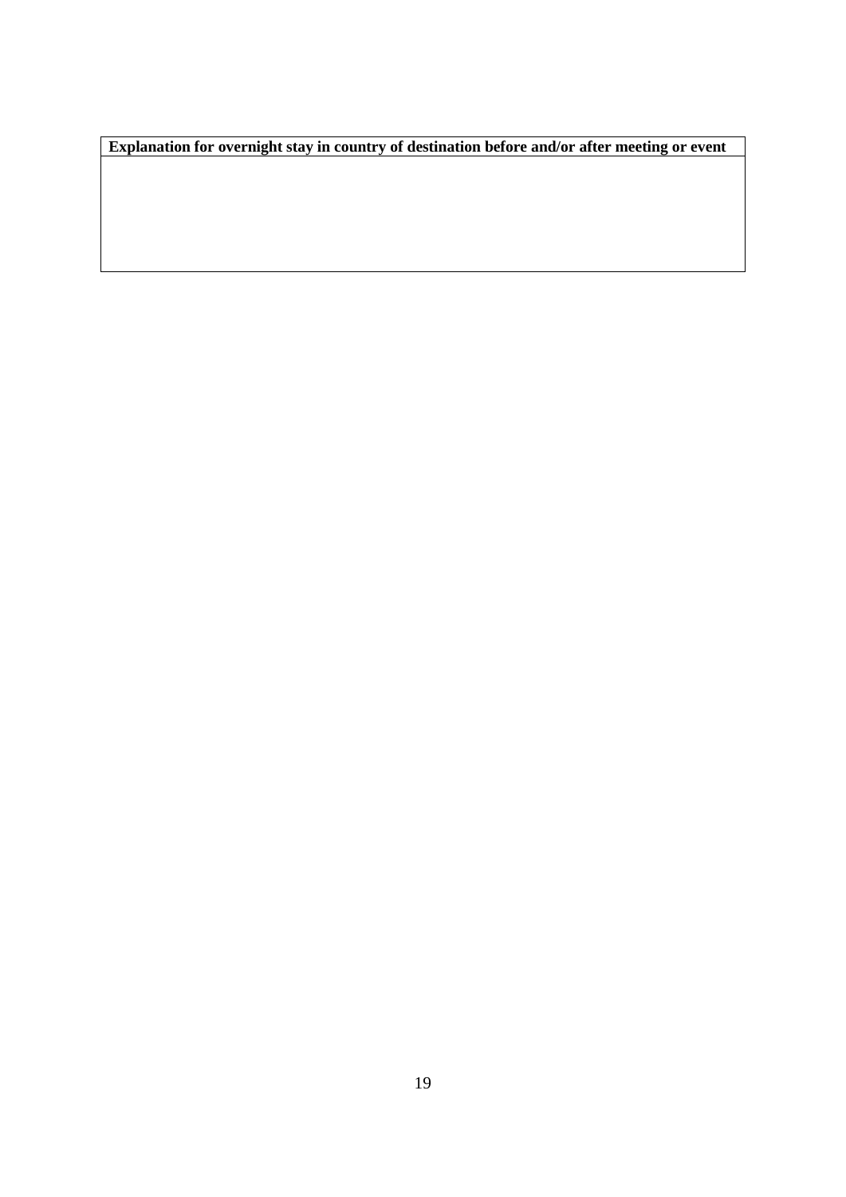| **Explanation for overnight stay in country of destination before and/or after meeting or event** |
| --- |
| |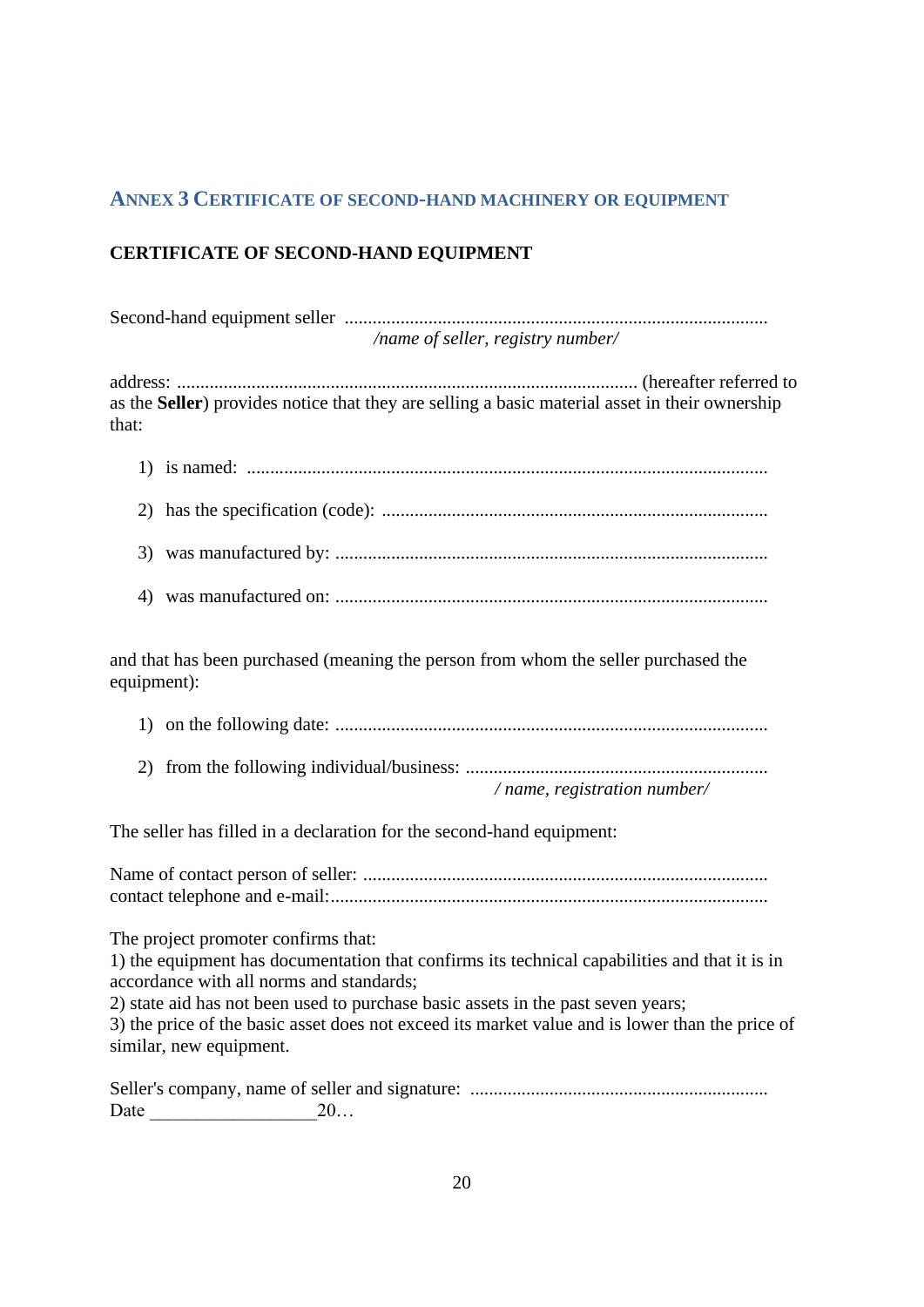## Annex 3 Certificate of second-hand machinery or equipment

**CERTIFICATE OF SECOND-HAND EQUIPMENT**

Second-hand equipment seller ..........................................................................................
*/name of seller, registry number/*

address: .................................................................................................. (hereafter referred to as the **Seller**) provides notice that they are selling a basic material asset in their ownership that:

1) is named: ...............................................................................................................
2) has the specification (code): ..................................................................................
3) was manufactured by: ............................................................................................
4) was manufactured on: ............................................................................................

and that has been purchased (meaning the person from whom the seller purchased the equipment):

1) on the following date: ............................................................................................
2) from the following individual/business: ................................................................
*/ name, registration number/*

The seller has filled in a declaration for the second-hand equipment:

Name of contact person of seller: ......................................................................................
contact telephone and e-mail:.............................................................................................

The project promoter confirms that:
1) the equipment has documentation that confirms its technical capabilities and that it is in accordance with all norms and standards;
2) state aid has not been used to purchase basic assets in the past seven years;
3) the price of the basic asset does not exceed its market value and is lower than the price of similar, new equipment.

Seller's company, name of seller and signature: ...............................................................
Date __________________20…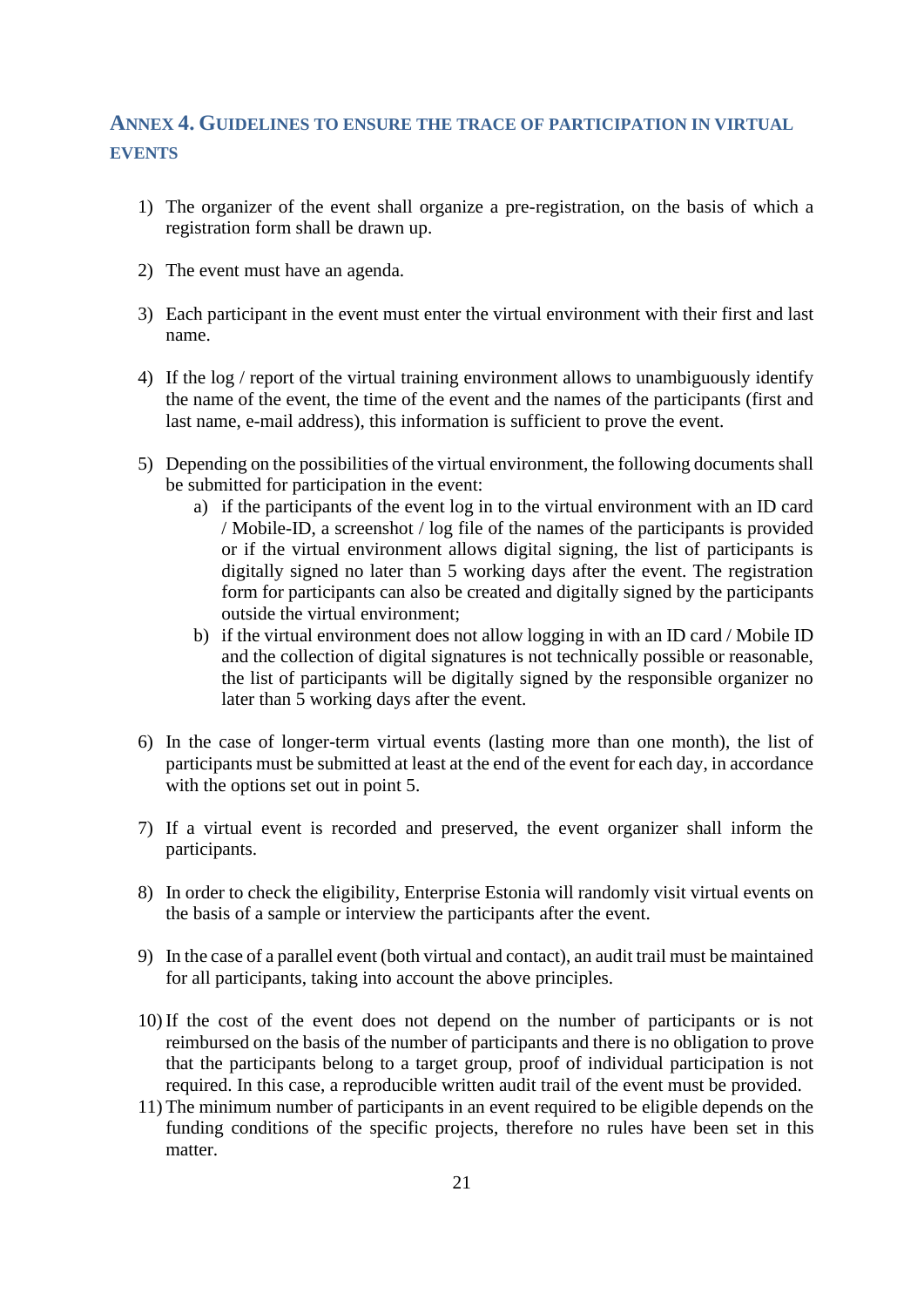## ANNEX 4. GUIDELINES TO ENSURE THE TRACE OF PARTICIPATION IN VIRTUAL EVENTS

1) The organizer of the event shall organize a pre-registration, on the basis of which a registration form shall be drawn up.

2) The event must have an agenda.

3) Each participant in the event must enter the virtual environment with their first and last name.

4) If the log / report of the virtual training environment allows to unambiguously identify the name of the event, the time of the event and the names of the participants (first and last name, e-mail address), this information is sufficient to prove the event.

5) Depending on the possibilities of the virtual environment, the following documents shall be submitted for participation in the event:
   a) if the participants of the event log in to the virtual environment with an ID card / Mobile-ID, a screenshot / log file of the names of the participants is provided or if the virtual environment allows digital signing, the list of participants is digitally signed no later than 5 working days after the event. The registration form for participants can also be created and digitally signed by the participants outside the virtual environment;
   b) if the virtual environment does not allow logging in with an ID card / Mobile ID and the collection of digital signatures is not technically possible or reasonable, the list of participants will be digitally signed by the responsible organizer no later than 5 working days after the event.

6) In the case of longer-term virtual events (lasting more than one month), the list of participants must be submitted at least at the end of the event for each day, in accordance with the options set out in point 5.

7) If a virtual event is recorded and preserved, the event organizer shall inform the participants.

8) In order to check the eligibility, Enterprise Estonia will randomly visit virtual events on the basis of a sample or interview the participants after the event.

9) In the case of a parallel event (both virtual and contact), an audit trail must be maintained for all participants, taking into account the above principles.

10) If the cost of the event does not depend on the number of participants or is not reimbursed on the basis of the number of participants and there is no obligation to prove that the participants belong to a target group, proof of individual participation is not required. In this case, a reproducible written audit trail of the event must be provided.

11) The minimum number of participants in an event required to be eligible depends on the funding conditions of the specific projects, therefore no rules have been set in this matter.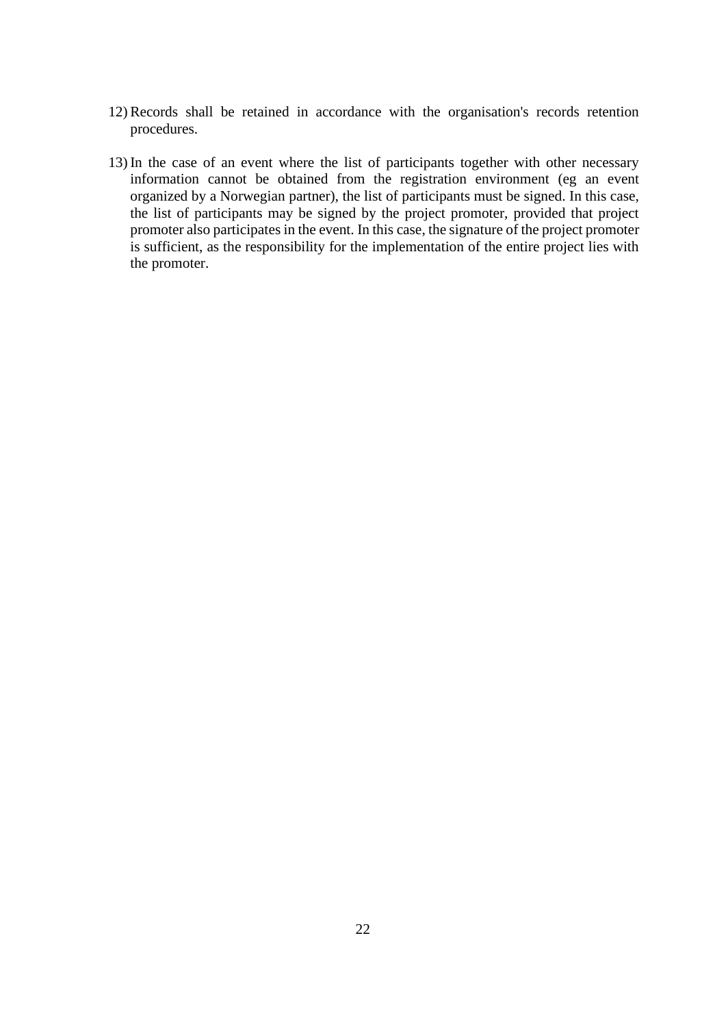12) Records shall be retained in accordance with the organisation's records retention procedures.

13) In the case of an event where the list of participants together with other necessary information cannot be obtained from the registration environment (eg an event organized by a Norwegian partner), the list of participants must be signed. In this case, the list of participants may be signed by the project promoter, provided that project promoter also participates in the event. In this case, the signature of the project promoter is sufficient, as the responsibility for the implementation of the entire project lies with the promoter.